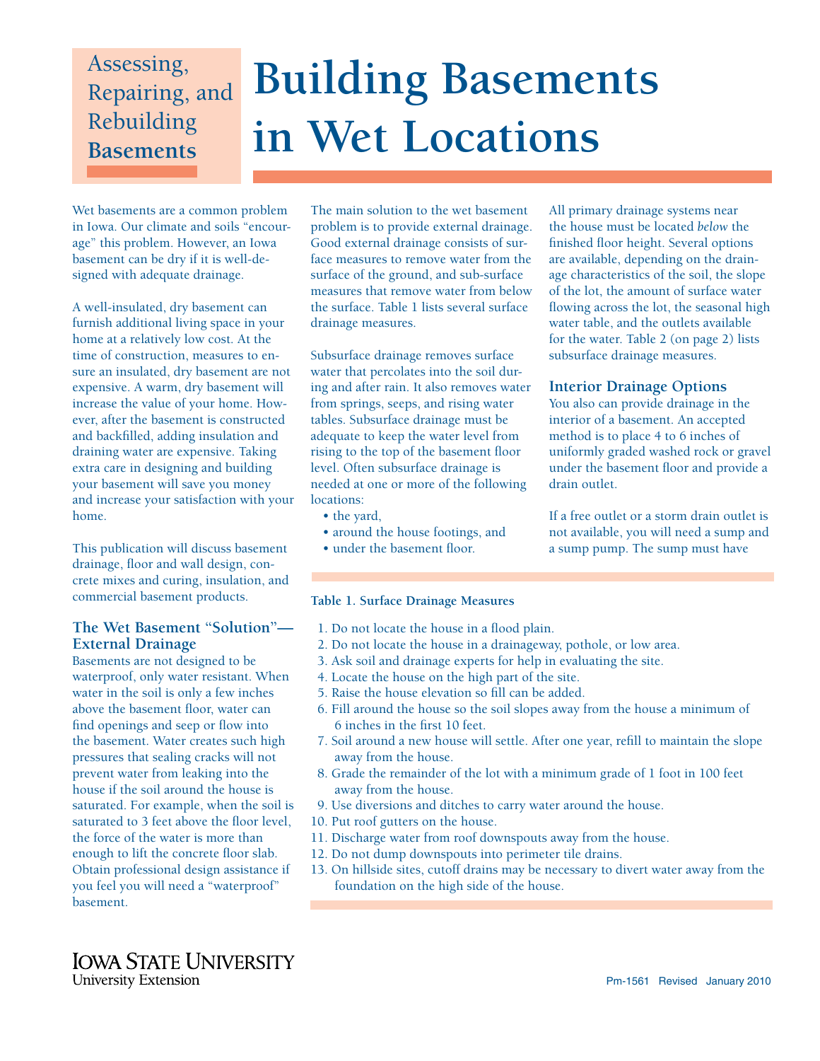Assessing, Repairing, and Rebuilding **Basements**

# Building Basements in Wet Locations

Wet basements are a common problem in Iowa. Our climate and soils "encourage" this problem. However, an Iowa basement can be dry if it is well-designed with adequate drainage.

A well-insulated, dry basement can furnish additional living space in your home at a relatively low cost. At the time of construction, measures to ensure an insulated, dry basement are not expensive. A warm, dry basement will increase the value of your home. However, after the basement is constructed and backfilled, adding insulation and draining water are expensive. Taking extra care in designing and building your basement will save you money and increase your satisfaction with your home.

This publication will discuss basement drainage, floor and wall design, concrete mixes and curing, insulation, and commercial basement products.

## The Wet Basement "Solution"—External Drainage

Basements are not designed to be waterproof, only water resistant. When water in the soil is only a few inches above the basement floor, water can find openings and seep or flow into the basement. Water creates such high pressures that sealing cracks will not prevent water from leaking into the house if the soil around the house is saturated. For example, when the soil is saturated to 3 feet above the floor level, the force of the water is more than enough to lift the concrete floor slab. Obtain professional design assistance if you feel you will need a "waterproof" basement.

The main solution to the wet basement problem is to provide external drainage. Good external drainage consists of surface measures to remove water from the surface of the ground, and sub-surface measures that remove water from below the surface. Table 1 lists several surface drainage measures.

Subsurface drainage removes surface water that percolates into the soil during and after rain. It also removes water from springs, seeps, and rising water tables. Subsurface drainage must be adequate to keep the water level from rising to the top of the basement floor level. Often subsurface drainage is needed at one or more of the following locations:

- the yard,
- around the house footings, and
- under the basement floor.

All primary drainage systems near the house must be located *below* the finished floor height. Several options are available, depending on the drainage characteristics of the soil, the slope of the lot, the amount of surface water flowing across the lot, the seasonal high water table, and the outlets available for the water. Table 2 (on page 2) lists subsurface drainage measures.

## Interior Drainage Options

You also can provide drainage in the interior of a basement. An accepted method is to place 4 to 6 inches of uniformly graded washed rock or gravel under the basement floor and provide a drain outlet.

If a free outlet or a storm drain outlet is not available, you will need a sump and a sump pump. The sump must have

**Table 1. Surface Drainage Measures**

1. Do not locate the house in a flood plain.
2. Do not locate the house in a drainageway, pothole, or low area.
3. Ask soil and drainage experts for help in evaluating the site.
4. Locate the house on the high part of the site.
5. Raise the house elevation so fill can be added.
6. Fill around the house so the soil slopes away from the house a minimum of 6 inches in the first 10 feet.
7. Soil around a new house will settle. After one year, refill to maintain the slope away from the house.
8. Grade the remainder of the lot with a minimum grade of 1 foot in 100 feet away from the house.
9. Use diversions and ditches to carry water around the house.
10. Put roof gutters on the house.
11. Discharge water from roof downspouts away from the house.
12. Do not dump downspouts into perimeter tile drains.
13. On hillside sites, cutoff drains may be necessary to divert water away from the foundation on the high side of the house.

Iowa State University
University Extension

Pm-1561 Revised January 2010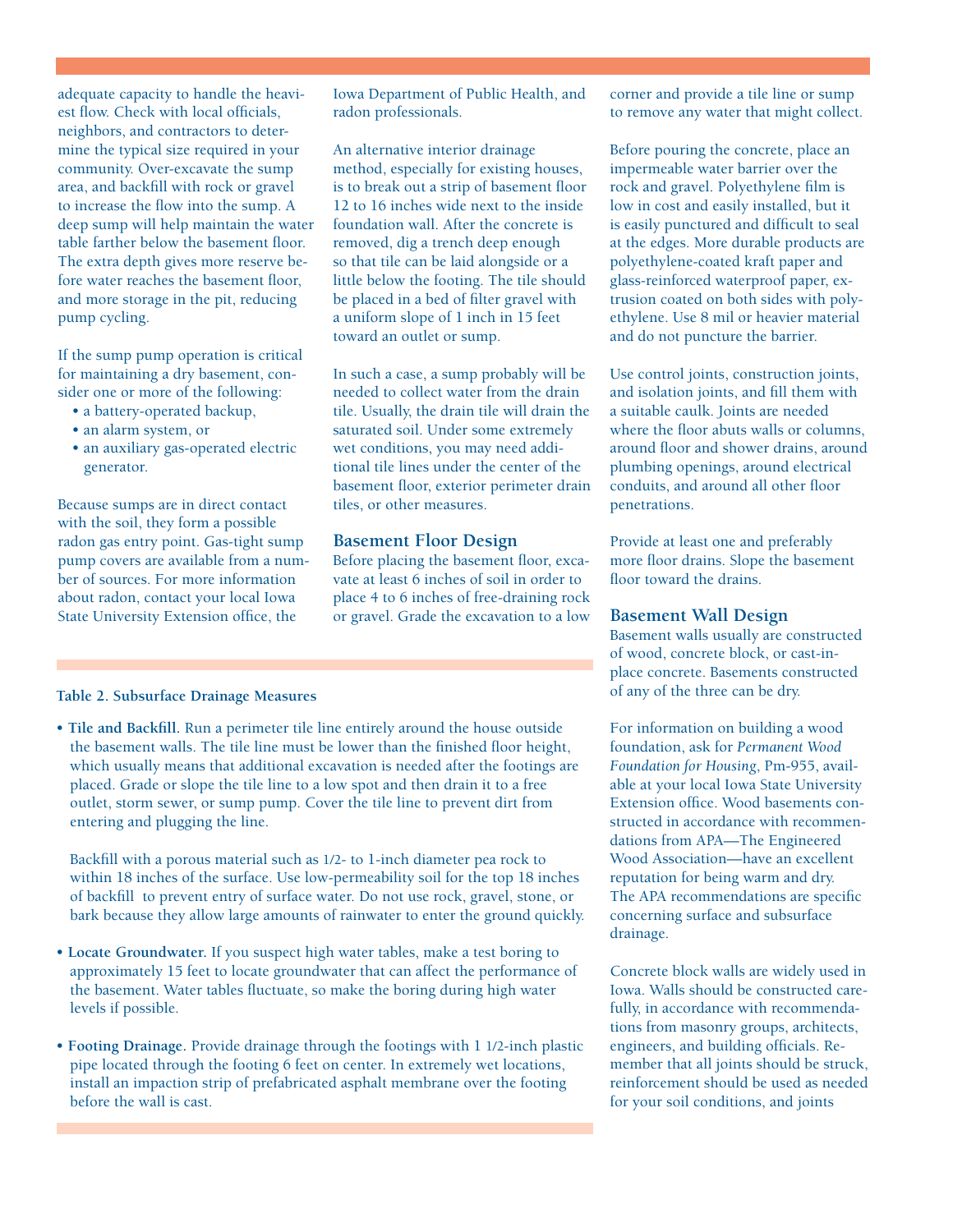adequate capacity to handle the heaviest flow. Check with local officials, neighbors, and contractors to determine the typical size required in your community. Over-excavate the sump area, and backfill with rock or gravel to increase the flow into the sump. A deep sump will help maintain the water table farther below the basement floor. The extra depth gives more reserve before water reaches the basement floor, and more storage in the pit, reducing pump cycling.

If the sump pump operation is critical for maintaining a dry basement, consider one or more of the following:

- a battery-operated backup,
- an alarm system, or
- an auxiliary gas-operated electric generator.

Because sumps are in direct contact with the soil, they form a possible radon gas entry point. Gas-tight sump pump covers are available from a number of sources. For more information about radon, contact your local Iowa State University Extension office, the Iowa Department of Public Health, and radon professionals.

An alternative interior drainage method, especially for existing houses, is to break out a strip of basement floor 12 to 16 inches wide next to the inside foundation wall. After the concrete is removed, dig a trench deep enough so that tile can be laid alongside or a little below the footing. The tile should be placed in a bed of filter gravel with a uniform slope of 1 inch in 15 feet toward an outlet or sump.

In such a case, a sump probably will be needed to collect water from the drain tile. Usually, the drain tile will drain the saturated soil. Under some extremely wet conditions, you may need additional tile lines under the center of the basement floor, exterior perimeter drain tiles, or other measures.

## Basement Floor Design

Before placing the basement floor, excavate at least 6 inches of soil in order to place 4 to 6 inches of free-draining rock or gravel. Grade the excavation to a low corner and provide a tile line or sump to remove any water that might collect.

Before pouring the concrete, place an impermeable water barrier over the rock and gravel. Polyethylene film is low in cost and easily installed, but it is easily punctured and difficult to seal at the edges. More durable products are polyethylene-coated kraft paper and glass-reinforced waterproof paper, extrusion coated on both sides with polyethylene. Use 8 mil or heavier material and do not puncture the barrier.

Use control joints, construction joints, and isolation joints, and fill them with a suitable caulk. Joints are needed where the floor abuts walls or columns, around floor and shower drains, around plumbing openings, around electrical conduits, and around all other floor penetrations.

Provide at least one and preferably more floor drains. Slope the basement floor toward the drains.

## Basement Wall Design

Basement walls usually are constructed of wood, concrete block, or cast-in-place concrete. Basements constructed of any of the three can be dry.

For information on building a wood foundation, ask for *Permanent Wood Foundation for Housing*, Pm-955, available at your local Iowa State University Extension office. Wood basements constructed in accordance with recommendations from APA—The Engineered Wood Association—have an excellent reputation for being warm and dry. The APA recommendations are specific concerning surface and subsurface drainage.

Concrete block walls are widely used in Iowa. Walls should be constructed carefully, in accordance with recommendations from masonry groups, architects, engineers, and building officials. Remember that all joints should be struck, reinforcement should be used as needed for your soil conditions, and joints

---

**Table 2. Subsurface Drainage Measures**

- **Tile and Backfill.** Run a perimeter tile line entirely around the house outside the basement walls. The tile line must be lower than the finished floor height, which usually means that additional excavation is needed after the footings are placed. Grade or slope the tile line to a low spot and then drain it to a free outlet, storm sewer, or sump pump. Cover the tile line to prevent dirt from entering and plugging the line.

  Backfill with a porous material such as 1/2- to 1-inch diameter pea rock to within 18 inches of the surface. Use low-permeability soil for the top 18 inches of backfill to prevent entry of surface water. Do not use rock, gravel, stone, or bark because they allow large amounts of rainwater to enter the ground quickly.

- **Locate Groundwater.** If you suspect high water tables, make a test boring to approximately 15 feet to locate groundwater that can affect the performance of the basement. Water tables fluctuate, so make the boring during high water levels if possible.

- **Footing Drainage.** Provide drainage through the footings with 1 1/2-inch plastic pipe located through the footing 6 feet on center. In extremely wet locations, install an impaction strip of prefabricated asphalt membrane over the footing before the wall is cast.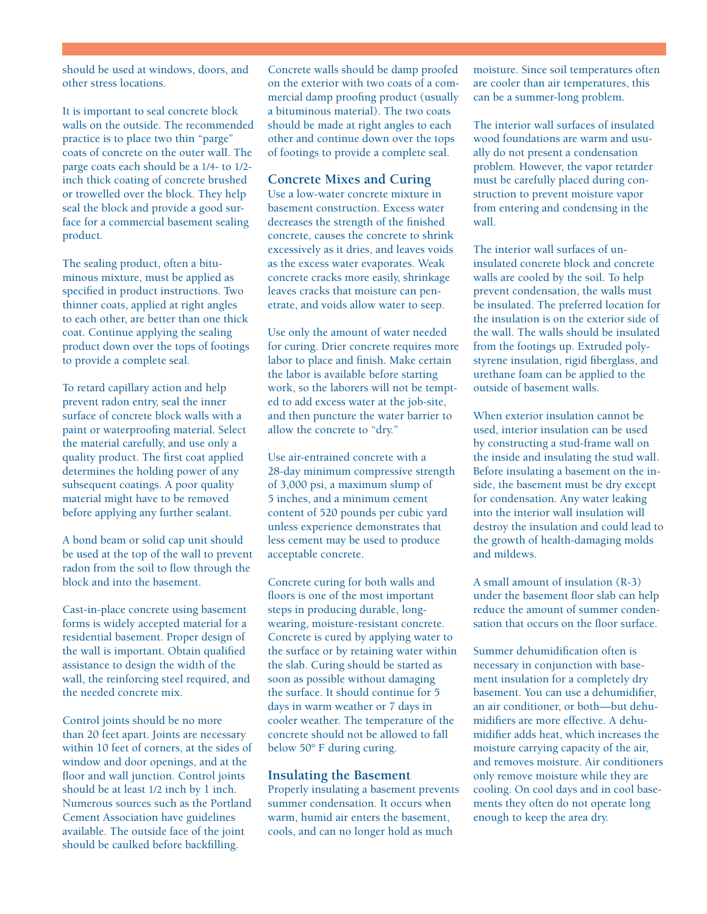should be used at windows, doors, and other stress locations.

It is important to seal concrete block walls on the outside. The recommended practice is to place two thin “parge” coats of concrete on the outer wall. The parge coats each should be a 1/4- to 1/2-inch thick coating of concrete brushed or trowelled over the block. They help seal the block and provide a good surface for a commercial basement sealing product.

The sealing product, often a bituminous mixture, must be applied as specified in product instructions. Two thinner coats, applied at right angles to each other, are better than one thick coat. Continue applying the sealing product down over the tops of footings to provide a complete seal.

To retard capillary action and help prevent radon entry, seal the inner surface of concrete block walls with a paint or waterproofing material. Select the material carefully, and use only a quality product. The first coat applied determines the holding power of any subsequent coatings. A poor quality material might have to be removed before applying any further sealant.

A bond beam or solid cap unit should be used at the top of the wall to prevent radon from the soil to flow through the block and into the basement.

Cast-in-place concrete using basement forms is widely accepted material for a residential basement. Proper design of the wall is important. Obtain qualified assistance to design the width of the wall, the reinforcing steel required, and the needed concrete mix.

Control joints should be no more than 20 feet apart. Joints are necessary within 10 feet of corners, at the sides of window and door openings, and at the floor and wall junction. Control joints should be at least 1/2 inch by 1 inch. Numerous sources such as the Portland Cement Association have guidelines available. The outside face of the joint should be caulked before backfilling.

Concrete walls should be damp proofed on the exterior with two coats of a commercial damp proofing product (usually a bituminous material). The two coats should be made at right angles to each other and continue down over the tops of footings to provide a complete seal.

## Concrete Mixes and Curing

Use a low-water concrete mixture in basement construction. Excess water decreases the strength of the finished concrete, causes the concrete to shrink excessively as it dries, and leaves voids as the excess water evaporates. Weak concrete cracks more easily, shrinkage leaves cracks that moisture can penetrate, and voids allow water to seep.

Use only the amount of water needed for curing. Drier concrete requires more labor to place and finish. Make certain the labor is available before starting work, so the laborers will not be tempted to add excess water at the job-site, and then puncture the water barrier to allow the concrete to “dry.”

Use air-entrained concrete with a 28-day minimum compressive strength of 3,000 psi, a maximum slump of 5 inches, and a minimum cement content of 520 pounds per cubic yard unless experience demonstrates that less cement may be used to produce acceptable concrete.

Concrete curing for both walls and floors is one of the most important steps in producing durable, long-wearing, moisture-resistant concrete. Concrete is cured by applying water to the surface or by retaining water within the slab. Curing should be started as soon as possible without damaging the surface. It should continue for 5 days in warm weather or 7 days in cooler weather. The temperature of the concrete should not be allowed to fall below 50° F during curing.

## Insulating the Basement

Properly insulating a basement prevents summer condensation. It occurs when warm, humid air enters the basement, cools, and can no longer hold as much moisture. Since soil temperatures often are cooler than air temperatures, this can be a summer-long problem.

The interior wall surfaces of insulated wood foundations are warm and usually do not present a condensation problem. However, the vapor retarder must be carefully placed during construction to prevent moisture vapor from entering and condensing in the wall.

The interior wall surfaces of uninsulated concrete block and concrete walls are cooled by the soil. To help prevent condensation, the walls must be insulated. The preferred location for the insulation is on the exterior side of the wall. The walls should be insulated from the footings up. Extruded polystyrene insulation, rigid fiberglass, and urethane foam can be applied to the outside of basement walls.

When exterior insulation cannot be used, interior insulation can be used by constructing a stud-frame wall on the inside and insulating the stud wall. Before insulating a basement on the inside, the basement must be dry except for condensation. Any water leaking into the interior wall insulation will destroy the insulation and could lead to the growth of health-damaging molds and mildews.

A small amount of insulation (R-3) under the basement floor slab can help reduce the amount of summer condensation that occurs on the floor surface.

Summer dehumidification often is necessary in conjunction with basement insulation for a completely dry basement. You can use a dehumidifier, an air conditioner, or both—but dehumidifiers are more effective. A dehumidifier adds heat, which increases the moisture carrying capacity of the air, and removes moisture. Air conditioners only remove moisture while they are cooling. On cool days and in cool basements they often do not operate long enough to keep the area dry.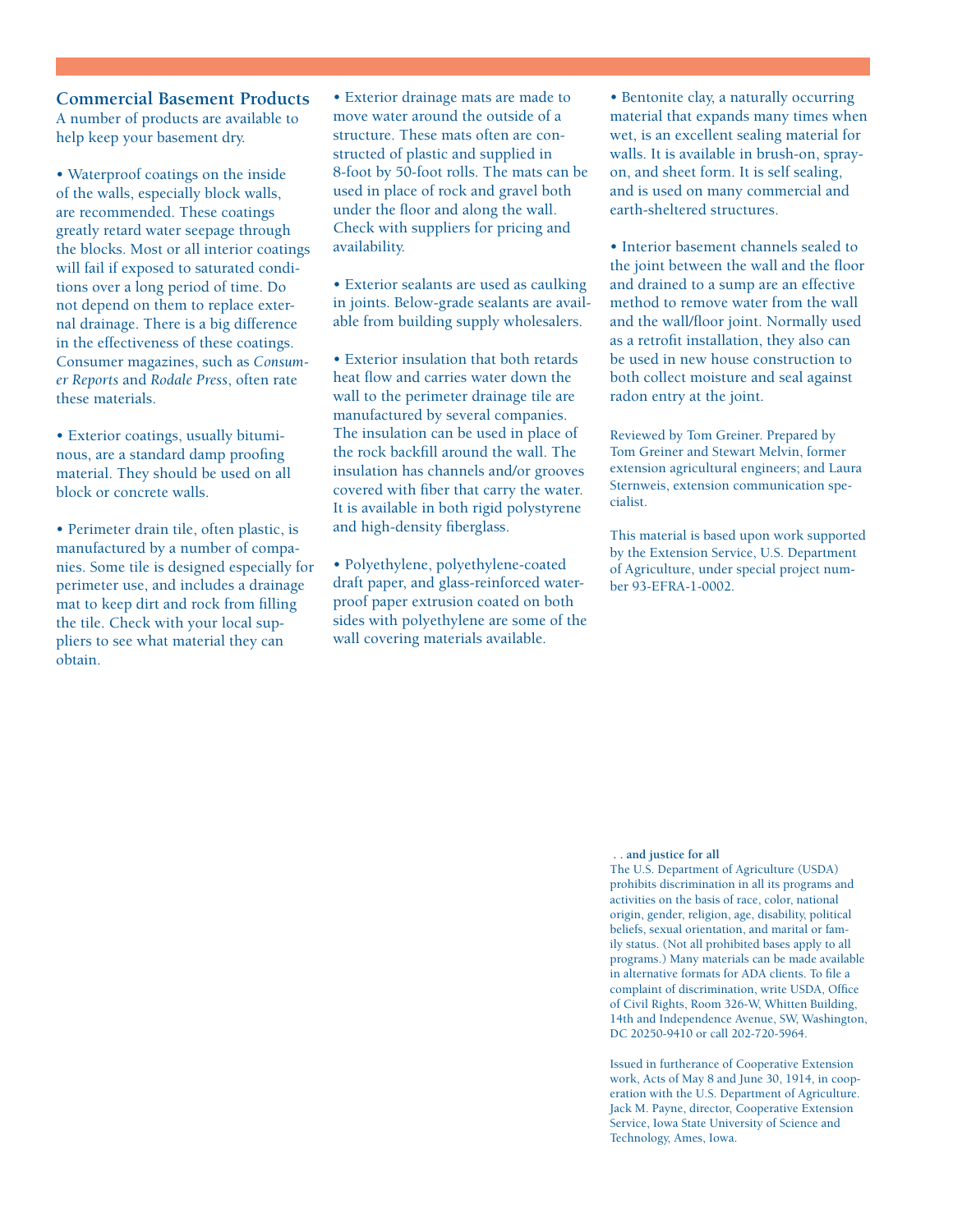## Commercial Basement Products

A number of products are available to help keep your basement dry.

- Waterproof coatings on the inside of the walls, especially block walls, are recommended. These coatings greatly retard water seepage through the blocks. Most or all interior coatings will fail if exposed to saturated conditions over a long period of time. Do not depend on them to replace external drainage. There is a big difference in the effectiveness of these coatings. Consumer magazines, such as *Consumer Reports* and *Rodale Press*, often rate these materials.

- Exterior coatings, usually bituminous, are a standard damp proofing material. They should be used on all block or concrete walls.

- Perimeter drain tile, often plastic, is manufactured by a number of companies. Some tile is designed especially for perimeter use, and includes a drainage mat to keep dirt and rock from filling the tile. Check with your local suppliers to see what material they can obtain.

- Exterior drainage mats are made to move water around the outside of a structure. These mats often are constructed of plastic and supplied in 8-foot by 50-foot rolls. The mats can be used in place of rock and gravel both under the floor and along the wall. Check with suppliers for pricing and availability.

- Exterior sealants are used as caulking in joints. Below-grade sealants are available from building supply wholesalers.

- Exterior insulation that both retards heat flow and carries water down the wall to the perimeter drainage tile are manufactured by several companies. The insulation can be used in place of the rock backfill around the wall. The insulation has channels and/or grooves covered with fiber that carry the water. It is available in both rigid polystyrene and high-density fiberglass.

- Polyethylene, polyethylene-coated draft paper, and glass-reinforced waterproof paper extrusion coated on both sides with polyethylene are some of the wall covering materials available.

- Bentonite clay, a naturally occurring material that expands many times when wet, is an excellent sealing material for walls. It is available in brush-on, spray-on, and sheet form. It is self sealing, and is used on many commercial and earth-sheltered structures.

- Interior basement channels sealed to the joint between the wall and the floor and drained to a sump are an effective method to remove water from the wall and the wall/floor joint. Normally used as a retrofit installation, they also can be used in new house construction to both collect moisture and seal against radon entry at the joint.

Reviewed by Tom Greiner. Prepared by Tom Greiner and Stewart Melvin, former extension agricultural engineers; and Laura Sternweis, extension communication specialist.

This material is based upon work supported by the Extension Service, U.S. Department of Agriculture, under special project number 93-EFRA-1-0002.

**. . . and justice for all**
The U.S. Department of Agriculture (USDA) prohibits discrimination in all its programs and activities on the basis of race, color, national origin, gender, religion, age, disability, political beliefs, sexual orientation, and marital or family status. (Not all prohibited bases apply to all programs.) Many materials can be made available in alternative formats for ADA clients. To file a complaint of discrimination, write USDA, Office of Civil Rights, Room 326-W, Whitten Building, 14th and Independence Avenue, SW, Washington, DC 20250-9410 or call 202-720-5964.

Issued in furtherance of Cooperative Extension work, Acts of May 8 and June 30, 1914, in cooperation with the U.S. Department of Agriculture. Jack M. Payne, director, Cooperative Extension Service, Iowa State University of Science and Technology, Ames, Iowa.